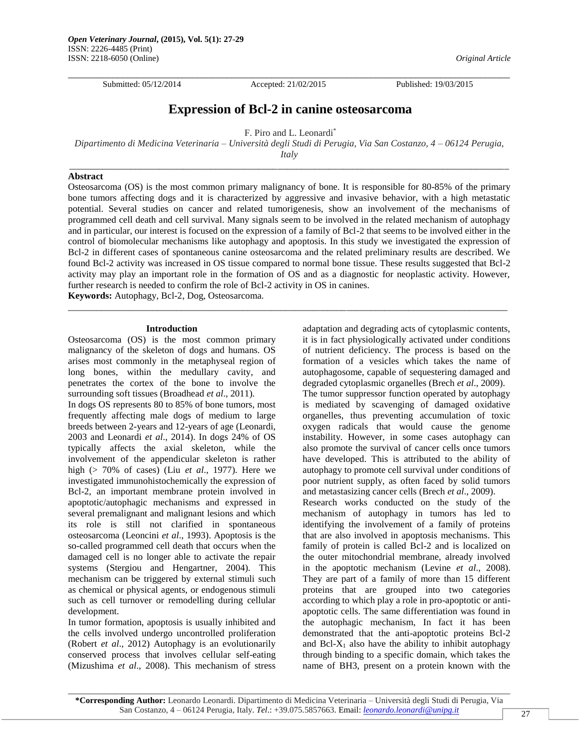Submitted: 05/12/2014 Accepted: 21/02/2015 Published: 19/03/2015

# Expression of Bcl-2 in canine osteosarcoma

F. Piro and L. Leonardi*

*Dipartimento di Medicina Veterinaria – Università degli Studi di Perugia, Via San Costanzo, 4 – 06124 Perugia, Italy*

## Abstract

Osteosarcoma (OS) is the most common primary malignancy of bone. It is responsible for 80-85% of the primary bone tumors affecting dogs and it is characterized by aggressive and invasive behavior, with a high metastatic potential. Several studies on cancer and related tumorigenesis, show an involvement of the mechanisms of programmed cell death and cell survival. Many signals seem to be involved in the related mechanism of autophagy and in particular, our interest is focused on the expression of a family of Bcl-2 that seems to be involved either in the control of biomolecular mechanisms like autophagy and apoptosis. In this study we investigated the expression of Bcl-2 in different cases of spontaneous canine osteosarcoma and the related preliminary results are described. We found Bcl-2 activity was increased in OS tissue compared to normal bone tissue. These results suggested that Bcl-2 activity may play an important role in the formation of OS and as a diagnostic for neoplastic activity. However, further research is needed to confirm the role of Bcl-2 activity in OS in canines.

**Keywords:** Autophagy, Bcl-2, Dog, Osteosarcoma.

## Introduction

Osteosarcoma (OS) is the most common primary malignancy of the skeleton of dogs and humans. OS arises most commonly in the metaphyseal region of long bones, within the medullary cavity, and penetrates the cortex of the bone to involve the surrounding soft tissues (Broadhead *et al*., 2011).

In dogs OS represents 80 to 85% of bone tumors, most frequently affecting male dogs of medium to large breeds between 2-years and 12-years of age (Leonardi, 2003 and Leonardi *et al*., 2014). In dogs 24% of OS typically affects the axial skeleton, while the involvement of the appendicular skeleton is rather high (> 70% of cases) (Liu *et al*., 1977). Here we investigated immunohistochemically the expression of Bcl-2, an important membrane protein involved in apoptotic/autophagic mechanisms and expressed in several premalignant and malignant lesions and which its role is still not clarified in spontaneous osteosarcoma (Leoncini *et al*., 1993). Apoptosis is the so-called programmed cell death that occurs when the damaged cell is no longer able to activate the repair systems (Stergiou and Hengartner, 2004). This mechanism can be triggered by external stimuli such as chemical or physical agents, or endogenous stimuli such as cell turnover or remodelling during cellular development.

In tumor formation, apoptosis is usually inhibited and the cells involved undergo uncontrolled proliferation (Robert *et al*., 2012) Autophagy is an evolutionarily conserved process that involves cellular self-eating (Mizushima *et al*., 2008). This mechanism of stress adaptation and degrading acts of cytoplasmic contents, it is in fact physiologically activated under conditions of nutrient deficiency. The process is based on the formation of a vesicles which takes the name of autophagosome, capable of sequestering damaged and degraded cytoplasmic organelles (Brech *et al*., 2009).

The tumor suppressor function operated by autophagy is mediated by scavenging of damaged oxidative organelles, thus preventing accumulation of toxic oxygen radicals that would cause the genome instability. However, in some cases autophagy can also promote the survival of cancer cells once tumors have developed. This is attributed to the ability of autophagy to promote cell survival under conditions of poor nutrient supply, as often faced by solid tumors and metastasizing cancer cells (Brech *et al*., 2009).

Research works conducted on the study of the mechanism of autophagy in tumors has led to identifying the involvement of a family of proteins that are also involved in apoptosis mechanisms. This family of protein is called Bcl-2 and is localized on the outer mitochondrial membrane, already involved in the apoptotic mechanism (Levine *et al*., 2008). They are part of a family of more than 15 different proteins that are grouped into two categories according to which play a role in pro-apoptotic or anti-apoptotic cells. The same differentiation was found in the autophagic mechanism, In fact it has been demonstrated that the anti-apoptotic proteins Bcl-2 and Bcl-$X_1$ also have the ability to inhibit autophagy through binding to a specific domain, which takes the name of BH3, present on a protein known with the

---

***Corresponding Author:** Leonardo Leonardi. Dipartimento di Medicina Veterinaria – Università degli Studi di Perugia, Via San Costanzo, 4 – 06124 Perugia, Italy. *Tel*.: +39.075.5857663. Email: *leonardo.leonardi@unipg.it*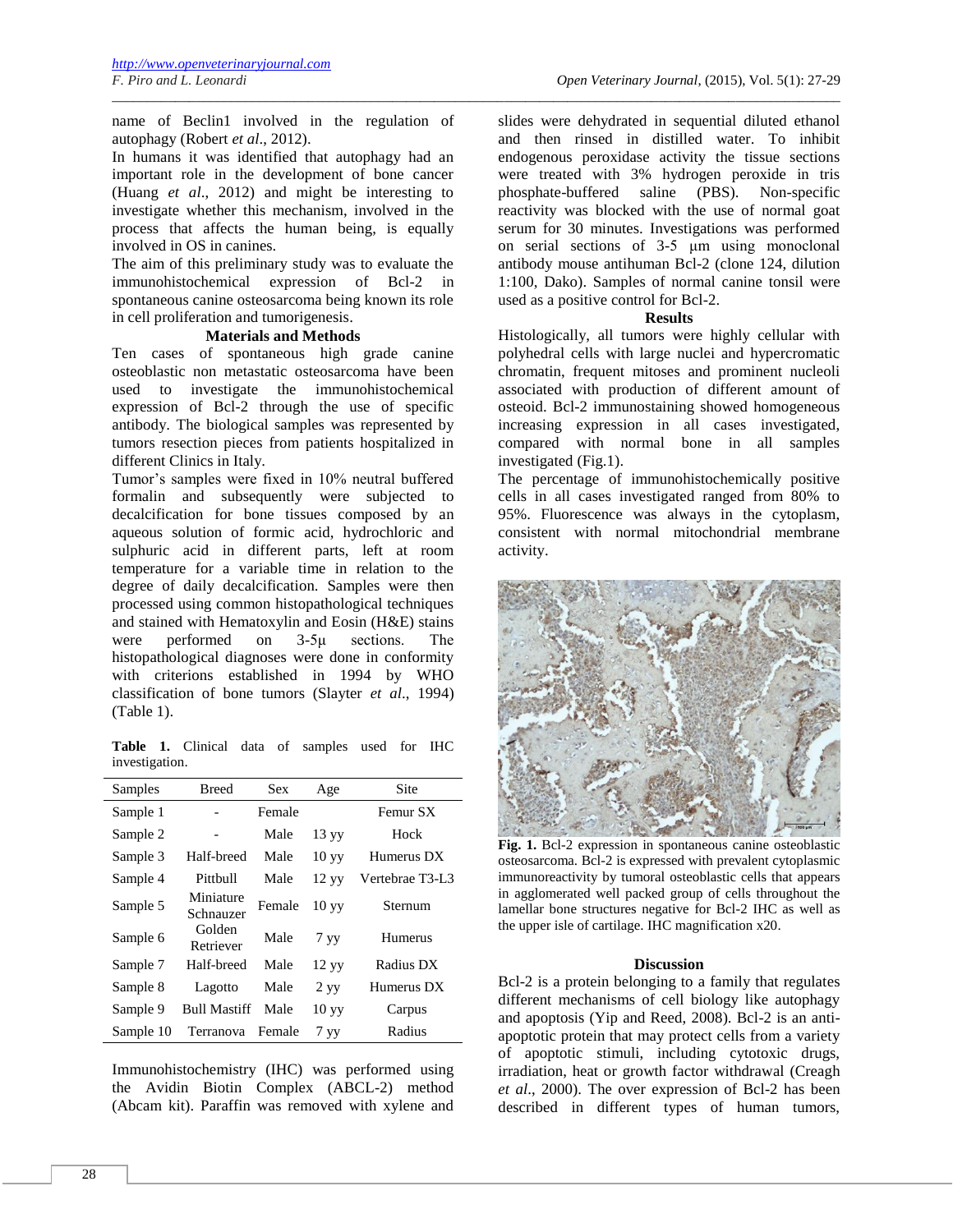name of Beclin1 involved in the regulation of autophagy (Robert *et al*., 2012).

In humans it was identified that autophagy had an important role in the development of bone cancer (Huang *et al*., 2012) and might be interesting to investigate whether this mechanism, involved in the process that affects the human being, is equally involved in OS in canines.

The aim of this preliminary study was to evaluate the immunohistochemical expression of Bcl-2 in spontaneous canine osteosarcoma being known its role in cell proliferation and tumorigenesis.

## Materials and Methods

Ten cases of spontaneous high grade canine osteoblastic non metastatic osteosarcoma have been used to investigate the immunohistochemical expression of Bcl-2 through the use of specific antibody. The biological samples was represented by tumors resection pieces from patients hospitalized in different Clinics in Italy.

Tumor's samples were fixed in 10% neutral buffered formalin and subsequently were subjected to decalcification for bone tissues composed by an aqueous solution of formic acid, hydrochloric and sulphuric acid in different parts, left at room temperature for a variable time in relation to the degree of daily decalcification. Samples were then processed using common histopathological techniques and stained with Hematoxylin and Eosin (H&E) stains were performed on 3-5μ sections. The histopathological diagnoses were done in conformity with criterions established in 1994 by WHO classification of bone tumors (Slayter *et al*., 1994) (Table 1).

**Table 1.** Clinical data of samples used for IHC investigation.

| Samples | Breed | Sex | Age | Site |
|---|---|---|---|---|
| Sample 1 | - | Female | | Femur SX |
| Sample 2 | - | Male | 13 yy | Hock |
| Sample 3 | Half-breed | Male | 10 yy | Humerus DX |
| Sample 4 | Pittbull | Male | 12 yy | Vertebrae T3-L3 |
| Sample 5 | Miniature Schnauzer | Female | 10 yy | Sternum |
| Sample 6 | Golden Retriever | Male | 7 yy | Humerus |
| Sample 7 | Half-breed | Male | 12 yy | Radius DX |
| Sample 8 | Lagotto | Male | 2 yy | Humerus DX |
| Sample 9 | Bull Mastiff | Male | 10 yy | Carpus |
| Sample 10 | Terranova | Female | 7 yy | Radius |

Immunohistochemistry (IHC) was performed using the Avidin Biotin Complex (ABCL-2) method (Abcam kit). Paraffin was removed with xylene and slides were dehydrated in sequential diluted ethanol and then rinsed in distilled water. To inhibit endogenous peroxidase activity the tissue sections were treated with 3% hydrogen peroxide in tris phosphate-buffered saline (PBS). Non-specific reactivity was blocked with the use of normal goat serum for 30 minutes. Investigations was performed on serial sections of 3-5 μm using monoclonal antibody mouse antihuman Bcl-2 (clone 124, dilution 1:100, Dako). Samples of normal canine tonsil were used as a positive control for Bcl-2.

## Results

Histologically, all tumors were highly cellular with polyhedral cells with large nuclei and hypercromatic chromatin, frequent mitoses and prominent nucleoli associated with production of different amount of osteoid. Bcl-2 immunostaining showed homogeneous increasing expression in all cases investigated, compared with normal bone in all samples investigated (Fig.1).

The percentage of immunohistochemically positive cells in all cases investigated ranged from 80% to 95%. Fluorescence was always in the cytoplasm, consistent with normal mitochondrial membrane activity.

**Fig. 1.** Bcl-2 expression in spontaneous canine osteoblastic osteosarcoma. Bcl-2 is expressed with prevalent cytoplasmic immunoreactivity by tumoral osteoblastic cells that appears in agglomerated well packed group of cells throughout the lamellar bone structures negative for Bcl-2 IHC as well as the upper isle of cartilage. IHC magnification x20.

## Discussion

Bcl-2 is a protein belonging to a family that regulates different mechanisms of cell biology like autophagy and apoptosis (Yip and Reed, 2008). Bcl-2 is an anti-apoptotic protein that may protect cells from a variety of apoptotic stimuli, including cytotoxic drugs, irradiation, heat or growth factor withdrawal (Creagh *et al*., 2000). The over expression of Bcl-2 has been described in different types of human tumors,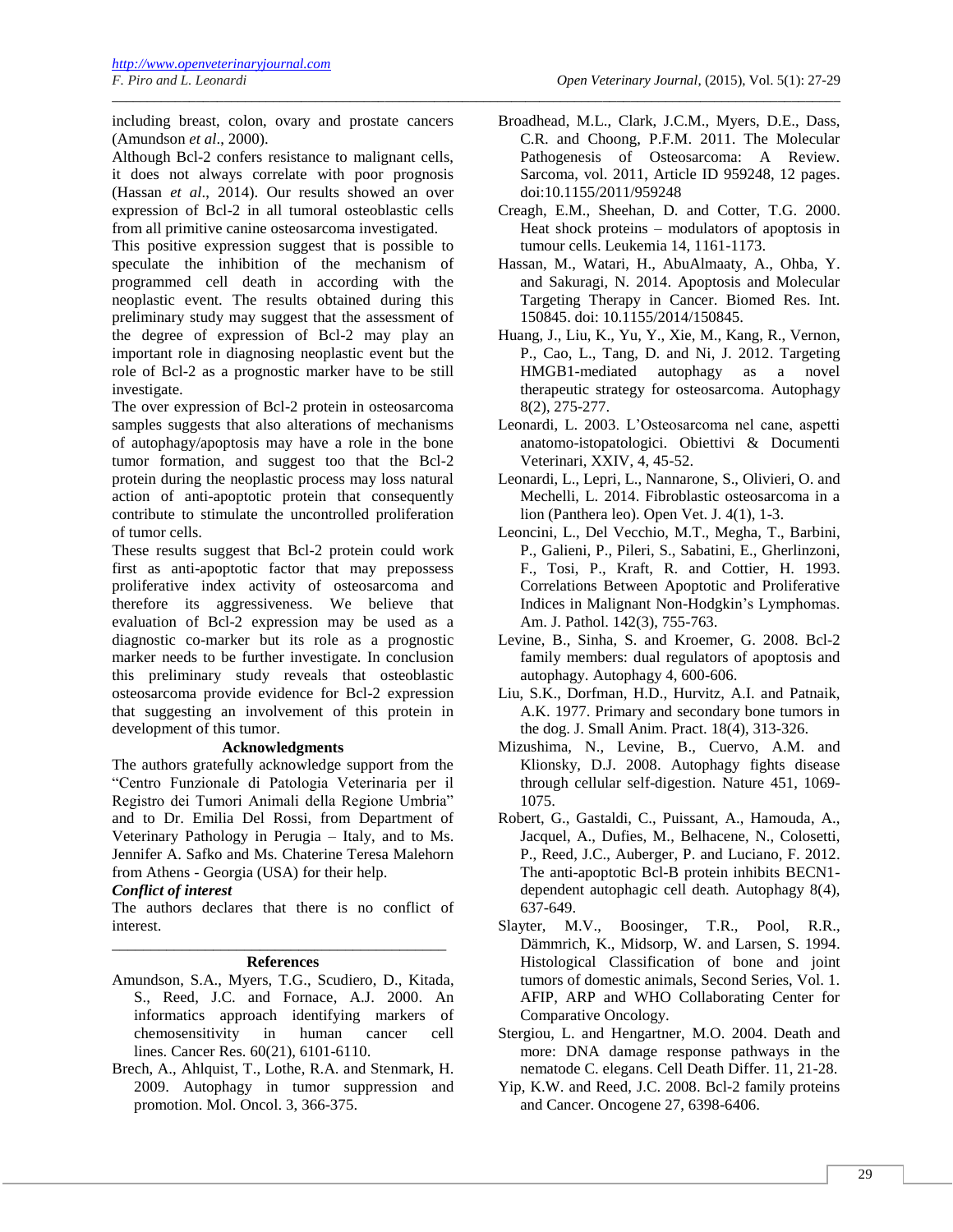including breast, colon, ovary and prostate cancers (Amundson *et al*., 2000).

Although Bcl-2 confers resistance to malignant cells, it does not always correlate with poor prognosis (Hassan *et al*., 2014). Our results showed an over expression of Bcl-2 in all tumoral osteoblastic cells from all primitive canine osteosarcoma investigated.

This positive expression suggest that is possible to speculate the inhibition of the mechanism of programmed cell death in according with the neoplastic event. The results obtained during this preliminary study may suggest that the assessment of the degree of expression of Bcl-2 may play an important role in diagnosing neoplastic event but the role of Bcl-2 as a prognostic marker have to be still investigate.

The over expression of Bcl-2 protein in osteosarcoma samples suggests that also alterations of mechanisms of autophagy/apoptosis may have a role in the bone tumor formation, and suggest too that the Bcl-2 protein during the neoplastic process may loss natural action of anti-apoptotic protein that consequently contribute to stimulate the uncontrolled proliferation of tumor cells.

These results suggest that Bcl-2 protein could work first as anti-apoptotic factor that may prepossess proliferative index activity of osteosarcoma and therefore its aggressiveness. We believe that evaluation of Bcl-2 expression may be used as a diagnostic co-marker but its role as a prognostic marker needs to be further investigate. In conclusion this preliminary study reveals that osteoblastic osteosarcoma provide evidence for Bcl-2 expression that suggesting an involvement of this protein in development of this tumor.

## Acknowledgments

The authors gratefully acknowledge support from the "Centro Funzionale di Patologia Veterinaria per il Registro dei Tumori Animali della Regione Umbria" and to Dr. Emilia Del Rossi, from Department of Veterinary Pathology in Perugia – Italy, and to Ms. Jennifer A. Safko and Ms. Chaterine Teresa Malehorn from Athens - Georgia (USA) for their help.

***Conflict of interest***

The authors declares that there is no conflict of interest.

## References

Amundson, S.A., Myers, T.G., Scudiero, D., Kitada, S., Reed, J.C. and Fornace, A.J. 2000. An informatics approach identifying markers of chemosensitivity in human cancer cell lines. Cancer Res. 60(21), 6101-6110.

Brech, A., Ahlquist, T., Lothe, R.A. and Stenmark, H. 2009. Autophagy in tumor suppression and promotion. Mol. Oncol. 3, 366-375.

Broadhead, M.L., Clark, J.C.M., Myers, D.E., Dass, C.R. and Choong, P.F.M. 2011. The Molecular Pathogenesis of Osteosarcoma: A Review. Sarcoma, vol. 2011, Article ID 959248, 12 pages. doi:10.1155/2011/959248

Creagh, E.M., Sheehan, D. and Cotter, T.G. 2000. Heat shock proteins – modulators of apoptosis in tumour cells. Leukemia 14, 1161-1173.

Hassan, M., Watari, H., AbuAlmaaty, A., Ohba, Y. and Sakuragi, N. 2014. Apoptosis and Molecular Targeting Therapy in Cancer. Biomed Res. Int. 150845. doi: 10.1155/2014/150845.

Huang, J., Liu, K., Yu, Y., Xie, M., Kang, R., Vernon, P., Cao, L., Tang, D. and Ni, J. 2012. Targeting HMGB1-mediated autophagy as a novel therapeutic strategy for osteosarcoma. Autophagy 8(2), 275-277.

Leonardi, L. 2003. L'Osteosarcoma nel cane, aspetti anatomo-istopatologici. Obiettivi & Documenti Veterinari, XXIV, 4, 45-52.

Leonardi, L., Lepri, L., Nannarone, S., Olivieri, O. and Mechelli, L. 2014. Fibroblastic osteosarcoma in a lion (Panthera leo). Open Vet. J. 4(1), 1-3.

Leoncini, L., Del Vecchio, M.T., Megha, T., Barbini, P., Galieni, P., Pileri, S., Sabatini, E., Gherlinzoni, F., Tosi, P., Kraft, R. and Cottier, H. 1993. Correlations Between Apoptotic and Proliferative Indices in Malignant Non-Hodgkin's Lymphomas. Am. J. Pathol. 142(3), 755-763.

Levine, B., Sinha, S. and Kroemer, G. 2008. Bcl-2 family members: dual regulators of apoptosis and autophagy. Autophagy 4, 600-606.

Liu, S.K., Dorfman, H.D., Hurvitz, A.I. and Patnaik, A.K. 1977. Primary and secondary bone tumors in the dog. J. Small Anim. Pract. 18(4), 313-326.

Mizushima, N., Levine, B., Cuervo, A.M. and Klionsky, D.J. 2008. Autophagy fights disease through cellular self-digestion. Nature 451, 1069-1075.

Robert, G., Gastaldi, C., Puissant, A., Hamouda, A., Jacquel, A., Dufies, M., Belhacene, N., Colosetti, P., Reed, J.C., Auberger, P. and Luciano, F. 2012. The anti-apoptotic Bcl-B protein inhibits BECN1-dependent autophagic cell death. Autophagy 8(4), 637-649.

Slayter, M.V., Boosinger, T.R., Pool, R.R., Dämmrich, K., Midsorp, W. and Larsen, S. 1994. Histological Classification of bone and joint tumors of domestic animals, Second Series, Vol. 1. AFIP, ARP and WHO Collaborating Center for Comparative Oncology.

Stergiou, L. and Hengartner, M.O. 2004. Death and more: DNA damage response pathways in the nematode C. elegans. Cell Death Differ. 11, 21-28.

Yip, K.W. and Reed, J.C. 2008. Bcl-2 family proteins and Cancer. Oncogene 27, 6398-6406.